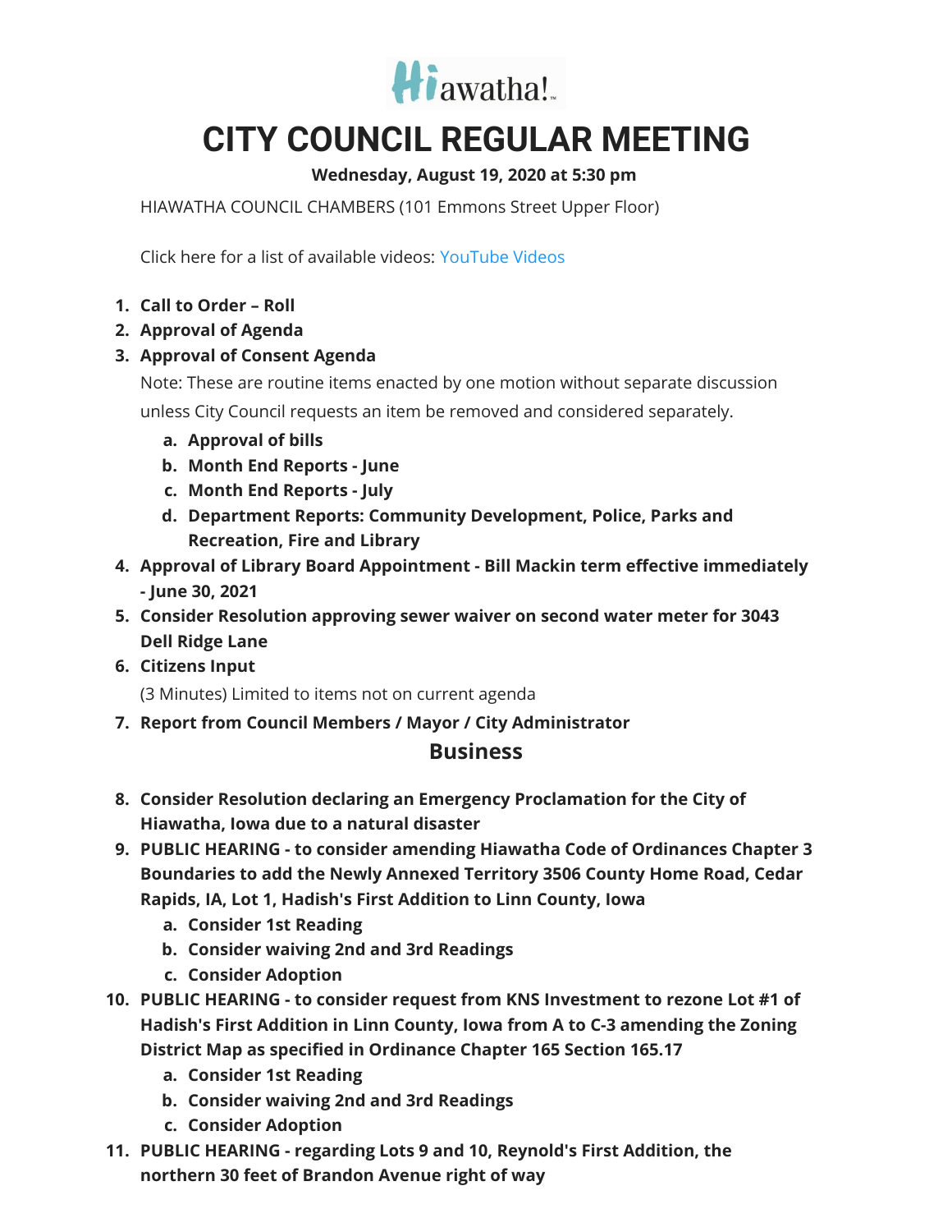Hiawatha!

# CITY COUNCIL REGULAR MEETING

**Wednesday, August 19, 2020 at 5:30 pm**

HIAWATHA COUNCIL CHAMBERS (101 Emmons Street Upper Floor)

Click here for a list of available videos: YouTube Videos

1. **Call to Order – Roll**
2. **Approval of Agenda**
3. **Approval of Consent Agenda**

   Note: These are routine items enacted by one motion without separate discussion unless City Council requests an item be removed and considered separately.

   a. **Approval of bills**
   b. **Month End Reports - June**
   c. **Month End Reports - July**
   d. **Department Reports: Community Development, Police, Parks and Recreation, Fire and Library**
4. **Approval of Library Board Appointment - Bill Mackin term effective immediately - June 30, 2021**
5. **Consider Resolution approving sewer waiver on second water meter for 3043 Dell Ridge Lane**
6. **Citizens Input**

   (3 Minutes) Limited to items not on current agenda
7. **Report from Council Members / Mayor / City Administrator**

## Business

8. **Consider Resolution declaring an Emergency Proclamation for the City of Hiawatha, Iowa due to a natural disaster**
9. **PUBLIC HEARING - to consider amending Hiawatha Code of Ordinances Chapter 3 Boundaries to add the Newly Annexed Territory 3506 County Home Road, Cedar Rapids, IA, Lot 1, Hadish's First Addition to Linn County, Iowa**
   a. **Consider 1st Reading**
   b. **Consider waiving 2nd and 3rd Readings**
   c. **Consider Adoption**
10. **PUBLIC HEARING - to consider request from KNS Investment to rezone Lot #1 of Hadish's First Addition in Linn County, Iowa from A to C-3 amending the Zoning District Map as specified in Ordinance Chapter 165 Section 165.17**
    a. **Consider 1st Reading**
    b. **Consider waiving 2nd and 3rd Readings**
    c. **Consider Adoption**
11. **PUBLIC HEARING - regarding Lots 9 and 10, Reynold's First Addition, the northern 30 feet of Brandon Avenue right of way**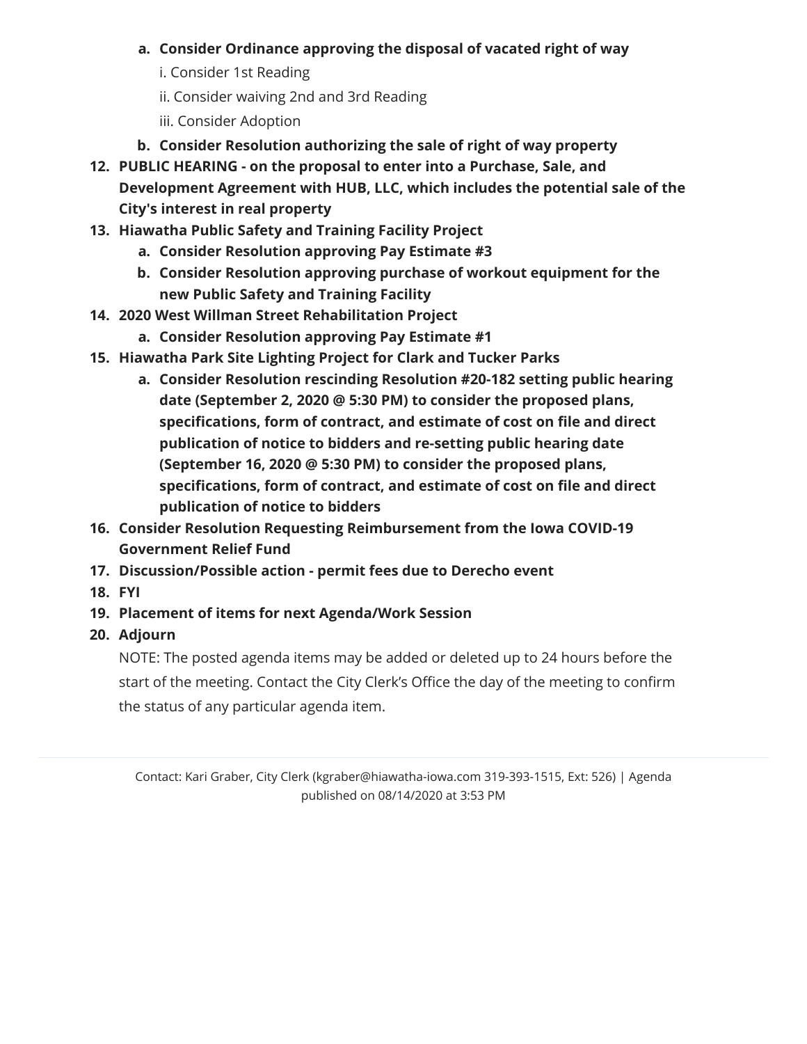a. **Consider Ordinance approving the disposal of vacated right of way**
   i. Consider 1st Reading
   ii. Consider waiving 2nd and 3rd Reading
   iii. Consider Adoption
b. **Consider Resolution authorizing the sale of right of way property**

12. **PUBLIC HEARING - on the proposal to enter into a Purchase, Sale, and Development Agreement with HUB, LLC, which includes the potential sale of the City's interest in real property**
13. **Hiawatha Public Safety and Training Facility Project**
    a. **Consider Resolution approving Pay Estimate #3**
    b. **Consider Resolution approving purchase of workout equipment for the new Public Safety and Training Facility**
14. **2020 West Willman Street Rehabilitation Project**
    a. **Consider Resolution approving Pay Estimate #1**
15. **Hiawatha Park Site Lighting Project for Clark and Tucker Parks**
    a. **Consider Resolution rescinding Resolution #20-182 setting public hearing date (September 2, 2020 @ 5:30 PM) to consider the proposed plans, specifications, form of contract, and estimate of cost on file and direct publication of notice to bidders and re-setting public hearing date (September 16, 2020 @ 5:30 PM) to consider the proposed plans, specifications, form of contract, and estimate of cost on file and direct publication of notice to bidders**
16. **Consider Resolution Requesting Reimbursement from the Iowa COVID-19 Government Relief Fund**
17. **Discussion/Possible action - permit fees due to Derecho event**
18. **FYI**
19. **Placement of items for next Agenda/Work Session**
20. **Adjourn**

NOTE: The posted agenda items may be added or deleted up to 24 hours before the start of the meeting. Contact the City Clerk's Office the day of the meeting to confirm the status of any particular agenda item.

Contact: Kari Graber, City Clerk (kgraber@hiawatha-iowa.com 319-393-1515, Ext: 526) | Agenda published on 08/14/2020 at 3:53 PM